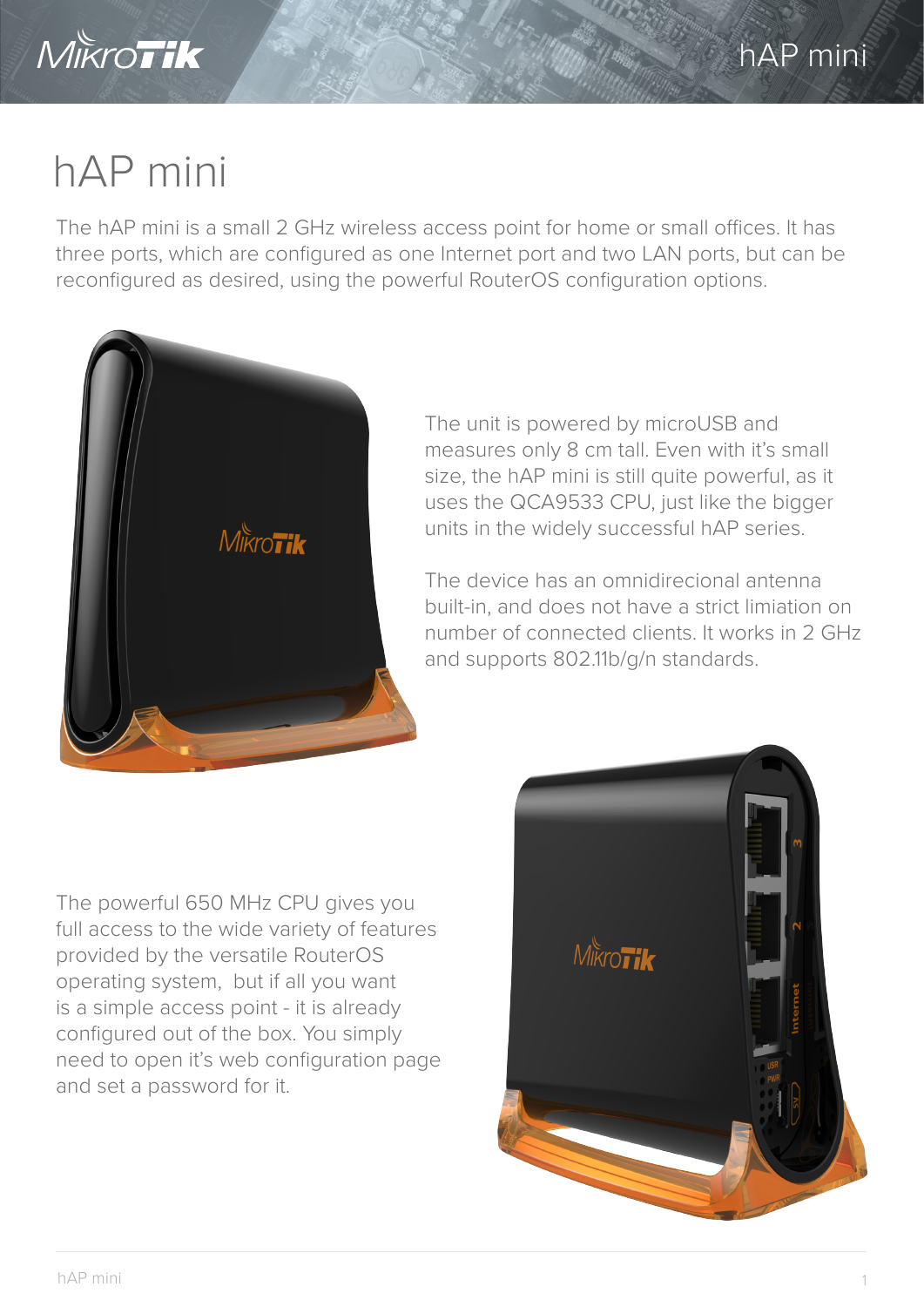# hAP mini

The hAP mini is a small 2 GHz wireless access point for home or small offices. It has three ports, which are configured as one Internet port and two LAN ports, but can be reconfigured as desired, using the powerful RouterOS configuration options.

The unit is powered by microUSB and measures only 8 cm tall. Even with it's small size, the hAP mini is still quite powerful, as it uses the QCA9533 CPU, just like the bigger units in the widely successful hAP series.

The device has an omnidirecional antenna built-in, and does not have a strict limiation on number of connected clients. It works in 2 GHz and supports 802.11b/g/n standards.

The powerful 650 MHz CPU gives you full access to the wide variety of features provided by the versatile RouterOS operating system, but if all you want is a simple access point - it is already configured out of the box. You simply need to open it's web configuration page and set a password for it.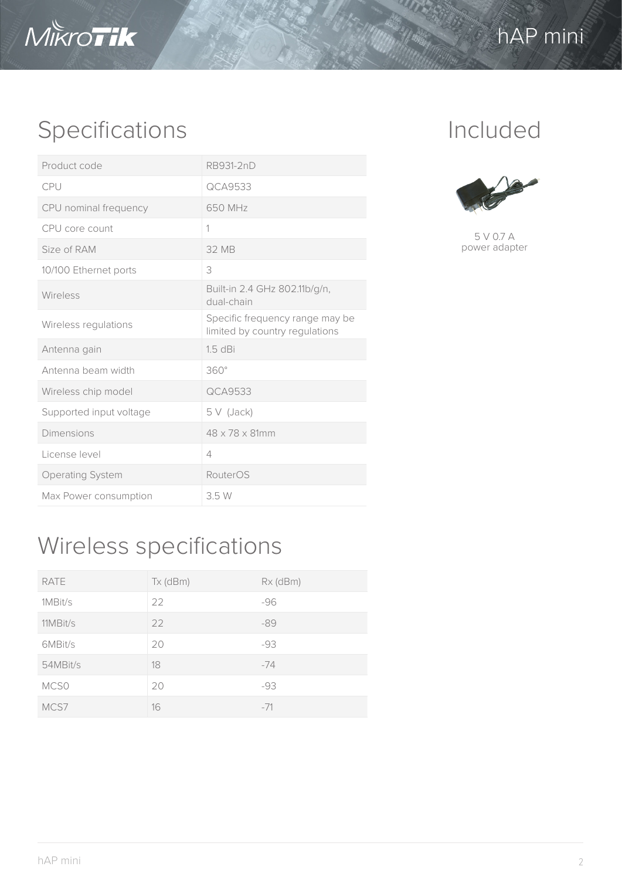# Specifications

| | |
|---|---|
| Product code | RB931-2nD |
| CPU | QCA9533 |
| CPU nominal frequency | 650 MHz |
| CPU core count | 1 |
| Size of RAM | 32 MB |
| 10/100 Ethernet ports | 3 |
| Wireless | Built-in 2.4 GHz 802.11b/g/n, dual-chain |
| Wireless regulations | Specific frequency range may be limited by country regulations |
| Antenna gain | 1.5 dBi |
| Antenna beam width | 360° |
| Wireless chip model | QCA9533 |
| Supported input voltage | 5 V (Jack) |
| Dimensions | 48 x 78 x 81mm |
| License level | 4 |
| Operating System | RouterOS |
| Max Power consumption | 3.5 W |

# Included

5 V 0.7 A
power adapter

# Wireless specifications

| RATE | Tx (dBm) | Rx (dBm) |
|---|---|---|
| 1MBit/s | 22 | -96 |
| 11MBit/s | 22 | -89 |
| 6MBit/s | 20 | -93 |
| 54MBit/s | 18 | -74 |
| MCS0 | 20 | -93 |
| MCS7 | 16 | -71 |